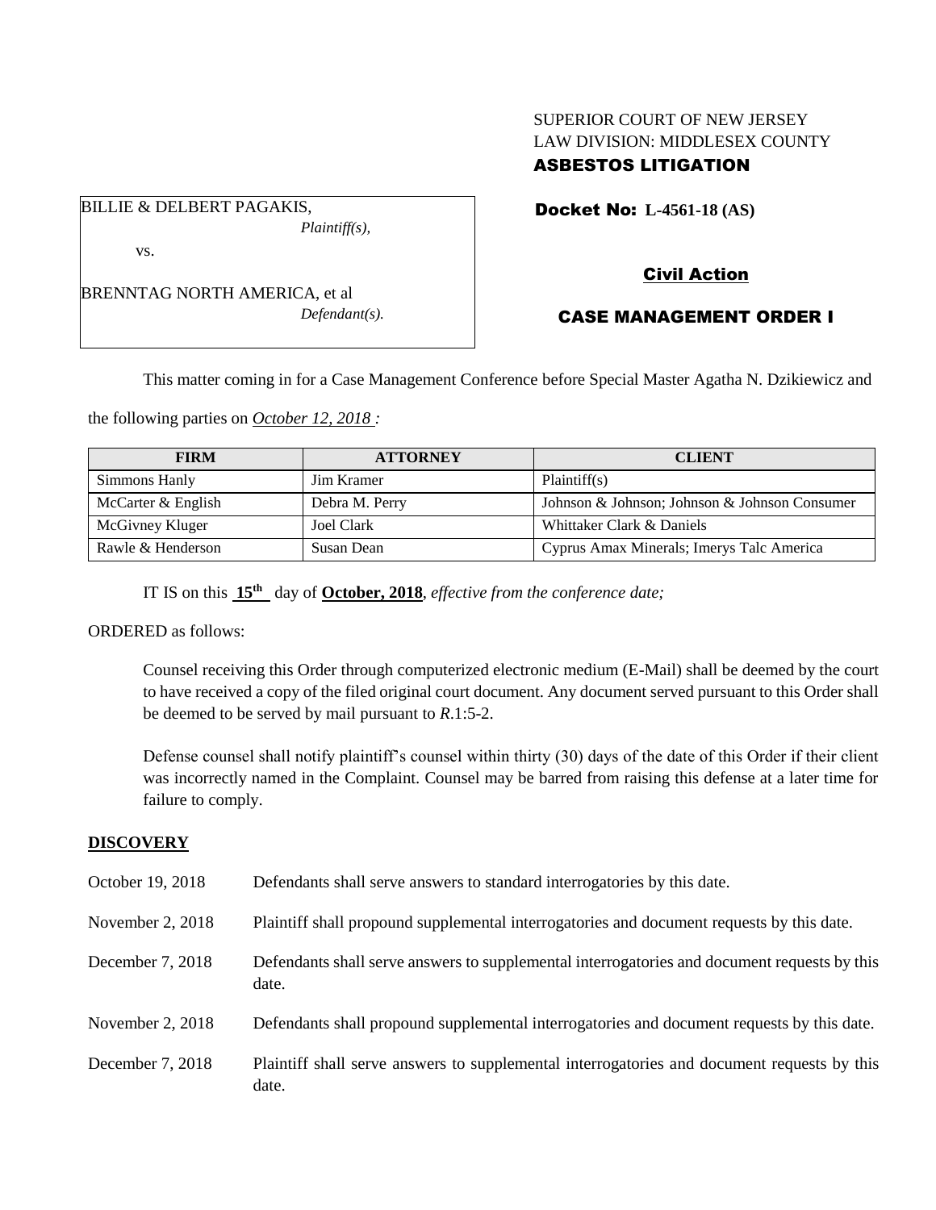SUPERIOR COURT OF NEW JERSEY
LAW DIVISION: MIDDLESEX COUNTY
**ASBESTOS LITIGATION**

BILLIE & DELBERT PAGAKIS,
*Plaintiff(s),*

vs.

BRENNTAG NORTH AMERICA, et al
*Defendant(s).*

**Docket No: L-4561-18 (AS)**

**Civil Action**

**CASE MANAGEMENT ORDER I**

This matter coming in for a Case Management Conference before Special Master Agatha N. Dzikiewicz and the following parties on *October 12, 2018 :*

| FIRM | ATTORNEY | CLIENT |
|---|---|---|
| Simmons Hanly | Jim Kramer | Plaintiff(s) |
| McCarter & English | Debra M. Perry | Johnson & Johnson; Johnson & Johnson Consumer |
| McGivney Kluger | Joel Clark | Whittaker Clark & Daniels |
| Rawle & Henderson | Susan Dean | Cyprus Amax Minerals; Imerys Talc America |

IT IS on this **15th** day of **October, 2018**, *effective from the conference date;*

ORDERED as follows:

Counsel receiving this Order through computerized electronic medium (E-Mail) shall be deemed by the court to have received a copy of the filed original court document. Any document served pursuant to this Order shall be deemed to be served by mail pursuant to *R*.1:5-2.

Defense counsel shall notify plaintiff's counsel within thirty (30) days of the date of this Order if their client was incorrectly named in the Complaint. Counsel may be barred from raising this defense at a later time for failure to comply.

**DISCOVERY**

| | |
|---|---|
| October 19, 2018 | Defendants shall serve answers to standard interrogatories by this date. |
| November 2, 2018 | Plaintiff shall propound supplemental interrogatories and document requests by this date. |
| December 7, 2018 | Defendants shall serve answers to supplemental interrogatories and document requests by this date. |
| November 2, 2018 | Defendants shall propound supplemental interrogatories and document requests by this date. |
| December 7, 2018 | Plaintiff shall serve answers to supplemental interrogatories and document requests by this date. |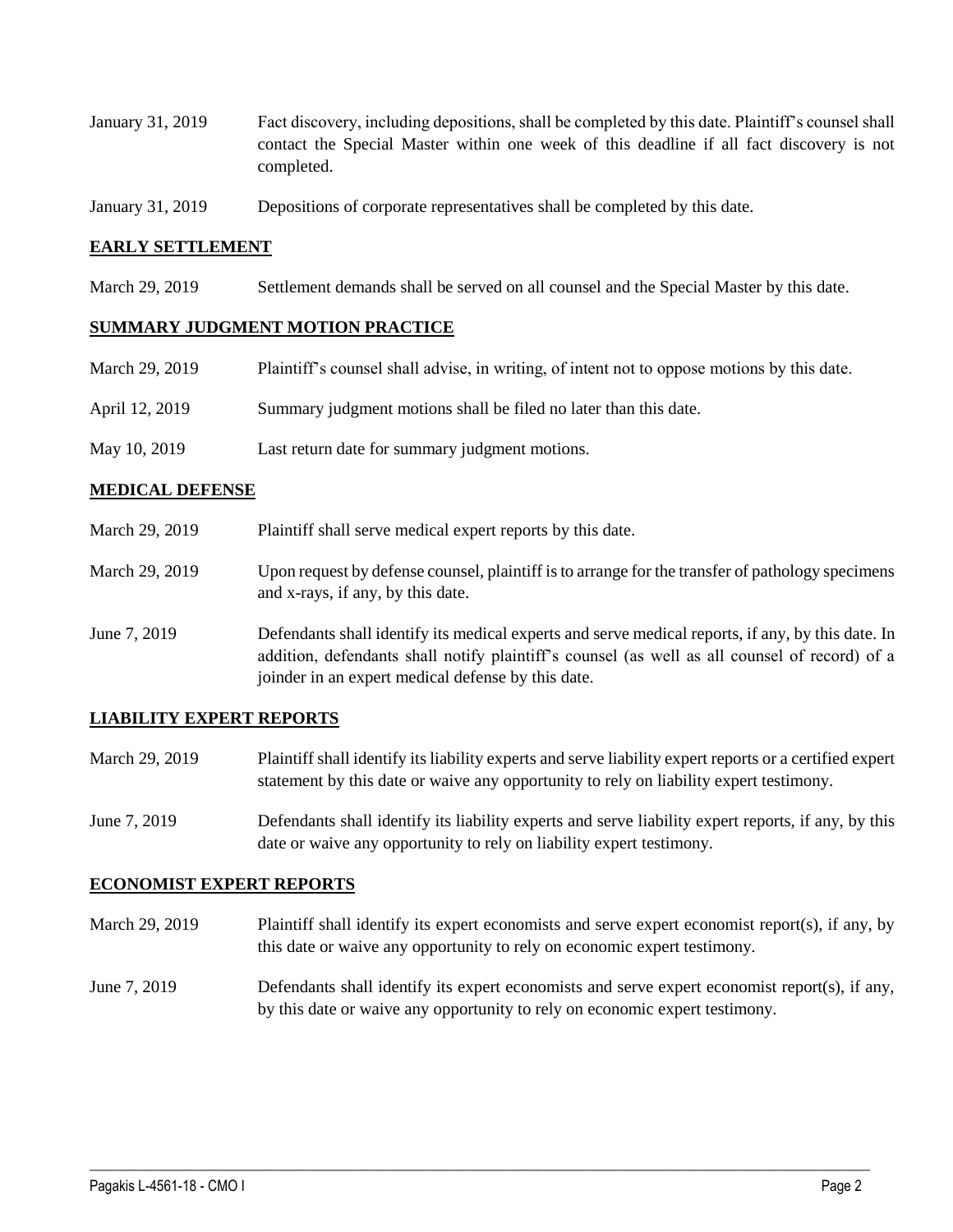January 31, 2019 Fact discovery, including depositions, shall be completed by this date. Plaintiff's counsel shall contact the Special Master within one week of this deadline if all fact discovery is not completed.

January 31, 2019 Depositions of corporate representatives shall be completed by this date.

## EARLY SETTLEMENT

March 29, 2019 Settlement demands shall be served on all counsel and the Special Master by this date.

## SUMMARY JUDGMENT MOTION PRACTICE

March 29, 2019 Plaintiff's counsel shall advise, in writing, of intent not to oppose motions by this date.

April 12, 2019 Summary judgment motions shall be filed no later than this date.

May 10, 2019 Last return date for summary judgment motions.

## MEDICAL DEFENSE

March 29, 2019 Plaintiff shall serve medical expert reports by this date.

March 29, 2019 Upon request by defense counsel, plaintiff is to arrange for the transfer of pathology specimens and x-rays, if any, by this date.

June 7, 2019 Defendants shall identify its medical experts and serve medical reports, if any, by this date. In addition, defendants shall notify plaintiff's counsel (as well as all counsel of record) of a joinder in an expert medical defense by this date.

## LIABILITY EXPERT REPORTS

March 29, 2019 Plaintiff shall identify its liability experts and serve liability expert reports or a certified expert statement by this date or waive any opportunity to rely on liability expert testimony.

June 7, 2019 Defendants shall identify its liability experts and serve liability expert reports, if any, by this date or waive any opportunity to rely on liability expert testimony.

## ECONOMIST EXPERT REPORTS

March 29, 2019 Plaintiff shall identify its expert economists and serve expert economist report(s), if any, by this date or waive any opportunity to rely on economic expert testimony.

June 7, 2019 Defendants shall identify its expert economists and serve expert economist report(s), if any, by this date or waive any opportunity to rely on economic expert testimony.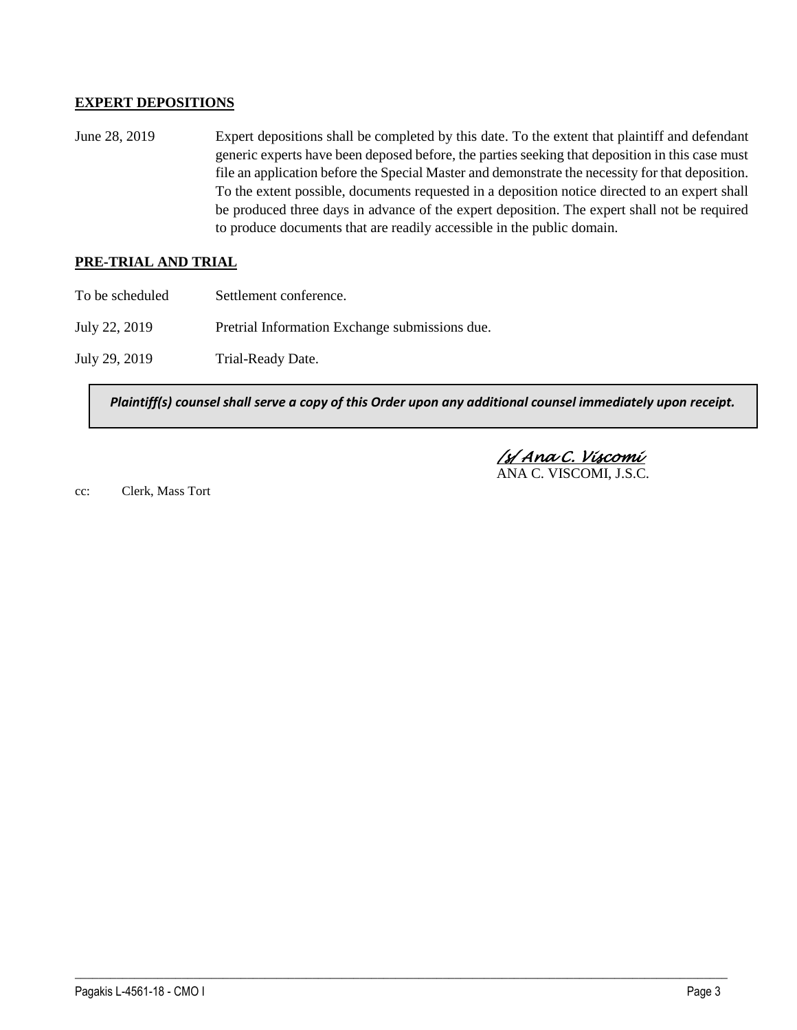## **EXPERT DEPOSITIONS**

| | |
|---|---|
| June 28, 2019 | Expert depositions shall be completed by this date. To the extent that plaintiff and defendant generic experts have been deposed before, the parties seeking that deposition in this case must file an application before the Special Master and demonstrate the necessity for that deposition. To the extent possible, documents requested in a deposition notice directed to an expert shall be produced three days in advance of the expert deposition. The expert shall not be required to produce documents that are readily accessible in the public domain. |

## **PRE-TRIAL AND TRIAL**

| | |
|---|---|
| To be scheduled | Settlement conference. |
| July 22, 2019 | Pretrial Information Exchange submissions due. |
| July 29, 2019 | Trial-Ready Date. |

***Plaintiff(s) counsel shall serve a copy of this Order upon any additional counsel immediately upon receipt.***

/s/ Ana C. Viscomi
ANA C. VISCOMI, J.S.C.

cc: Clerk, Mass Tort